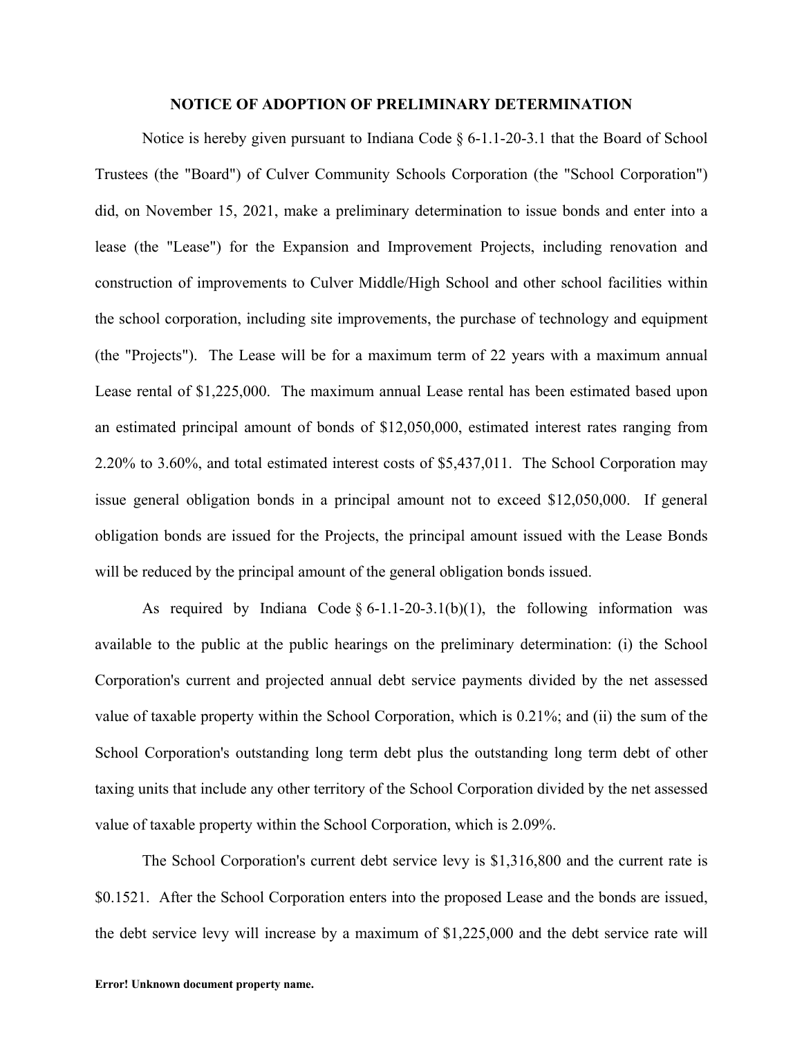# NOTICE OF ADOPTION OF PRELIMINARY DETERMINATION

Notice is hereby given pursuant to Indiana Code § 6-1.1-20-3.1 that the Board of School Trustees (the "Board") of Culver Community Schools Corporation (the "School Corporation") did, on November 15, 2021, make a preliminary determination to issue bonds and enter into a lease (the "Lease") for the Expansion and Improvement Projects, including renovation and construction of improvements to Culver Middle/High School and other school facilities within the school corporation, including site improvements, the purchase of technology and equipment (the "Projects"). The Lease will be for a maximum term of 22 years with a maximum annual Lease rental of $1,225,000. The maximum annual Lease rental has been estimated based upon an estimated principal amount of bonds of $12,050,000, estimated interest rates ranging from 2.20% to 3.60%, and total estimated interest costs of $5,437,011. The School Corporation may issue general obligation bonds in a principal amount not to exceed $12,050,000. If general obligation bonds are issued for the Projects, the principal amount issued with the Lease Bonds will be reduced by the principal amount of the general obligation bonds issued.

As required by Indiana Code § 6-1.1-20-3.1(b)(1), the following information was available to the public at the public hearings on the preliminary determination: (i) the School Corporation's current and projected annual debt service payments divided by the net assessed value of taxable property within the School Corporation, which is 0.21%; and (ii) the sum of the School Corporation's outstanding long term debt plus the outstanding long term debt of other taxing units that include any other territory of the School Corporation divided by the net assessed value of taxable property within the School Corporation, which is 2.09%.

The School Corporation's current debt service levy is $1,316,800 and the current rate is $0.1521. After the School Corporation enters into the proposed Lease and the bonds are issued, the debt service levy will increase by a maximum of $1,225,000 and the debt service rate will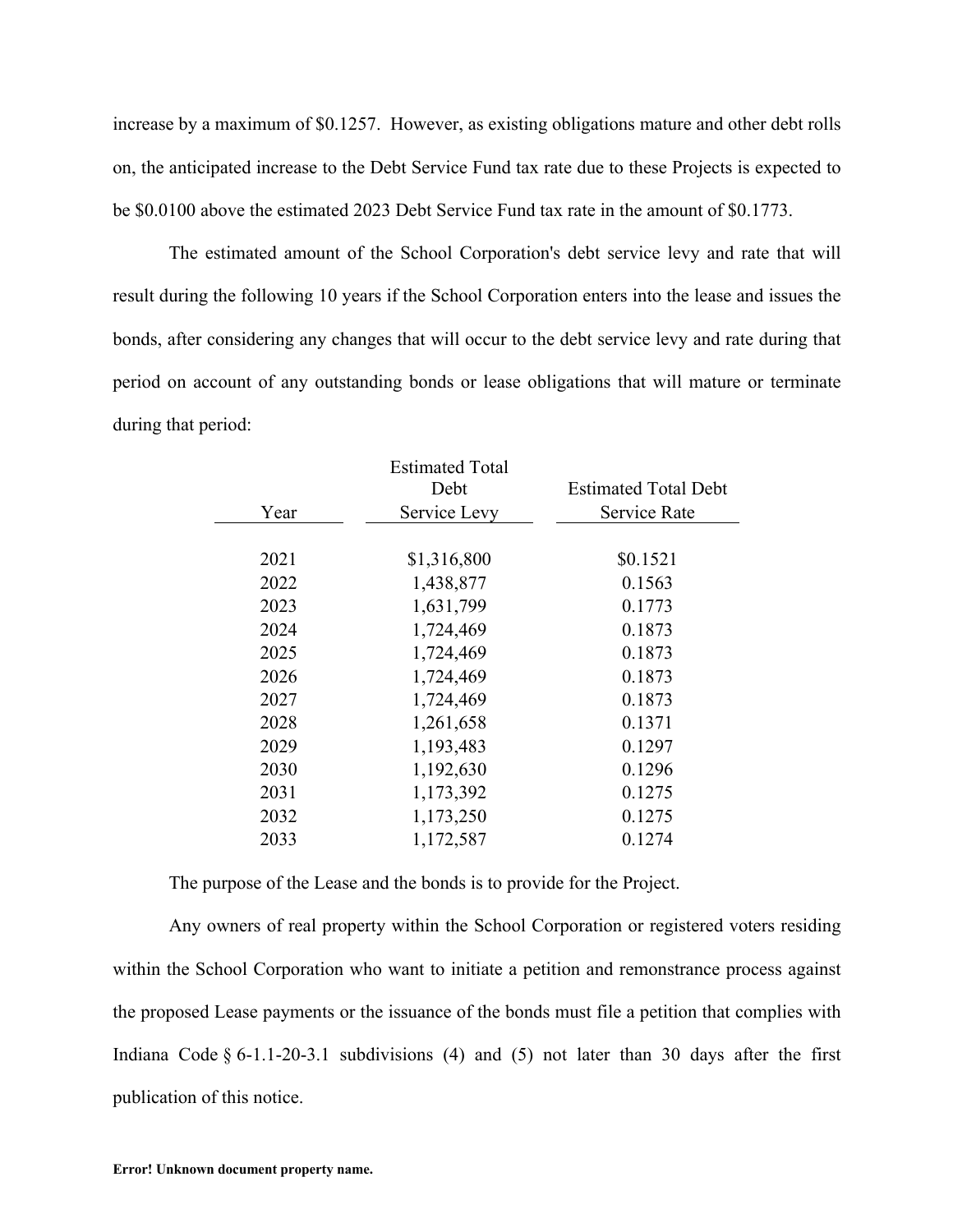increase by a maximum of $0.1257. However, as existing obligations mature and other debt rolls on, the anticipated increase to the Debt Service Fund tax rate due to these Projects is expected to be $0.0100 above the estimated 2023 Debt Service Fund tax rate in the amount of $0.1773.

The estimated amount of the School Corporation's debt service levy and rate that will result during the following 10 years if the School Corporation enters into the lease and issues the bonds, after considering any changes that will occur to the debt service levy and rate during that period on account of any outstanding bonds or lease obligations that will mature or terminate during that period:

| Year | Estimated Total Debt Service Levy | Estimated Total Debt Service Rate |
|---|---|---|
| 2021 | $1,316,800 | $0.1521 |
| 2022 | 1,438,877 | 0.1563 |
| 2023 | 1,631,799 | 0.1773 |
| 2024 | 1,724,469 | 0.1873 |
| 2025 | 1,724,469 | 0.1873 |
| 2026 | 1,724,469 | 0.1873 |
| 2027 | 1,724,469 | 0.1873 |
| 2028 | 1,261,658 | 0.1371 |
| 2029 | 1,193,483 | 0.1297 |
| 2030 | 1,192,630 | 0.1296 |
| 2031 | 1,173,392 | 0.1275 |
| 2032 | 1,173,250 | 0.1275 |
| 2033 | 1,172,587 | 0.1274 |

The purpose of the Lease and the bonds is to provide for the Project.

Any owners of real property within the School Corporation or registered voters residing within the School Corporation who want to initiate a petition and remonstrance process against the proposed Lease payments or the issuance of the bonds must file a petition that complies with Indiana Code § 6-1.1-20-3.1 subdivisions (4) and (5) not later than 30 days after the first publication of this notice.

**Error! Unknown document property name.**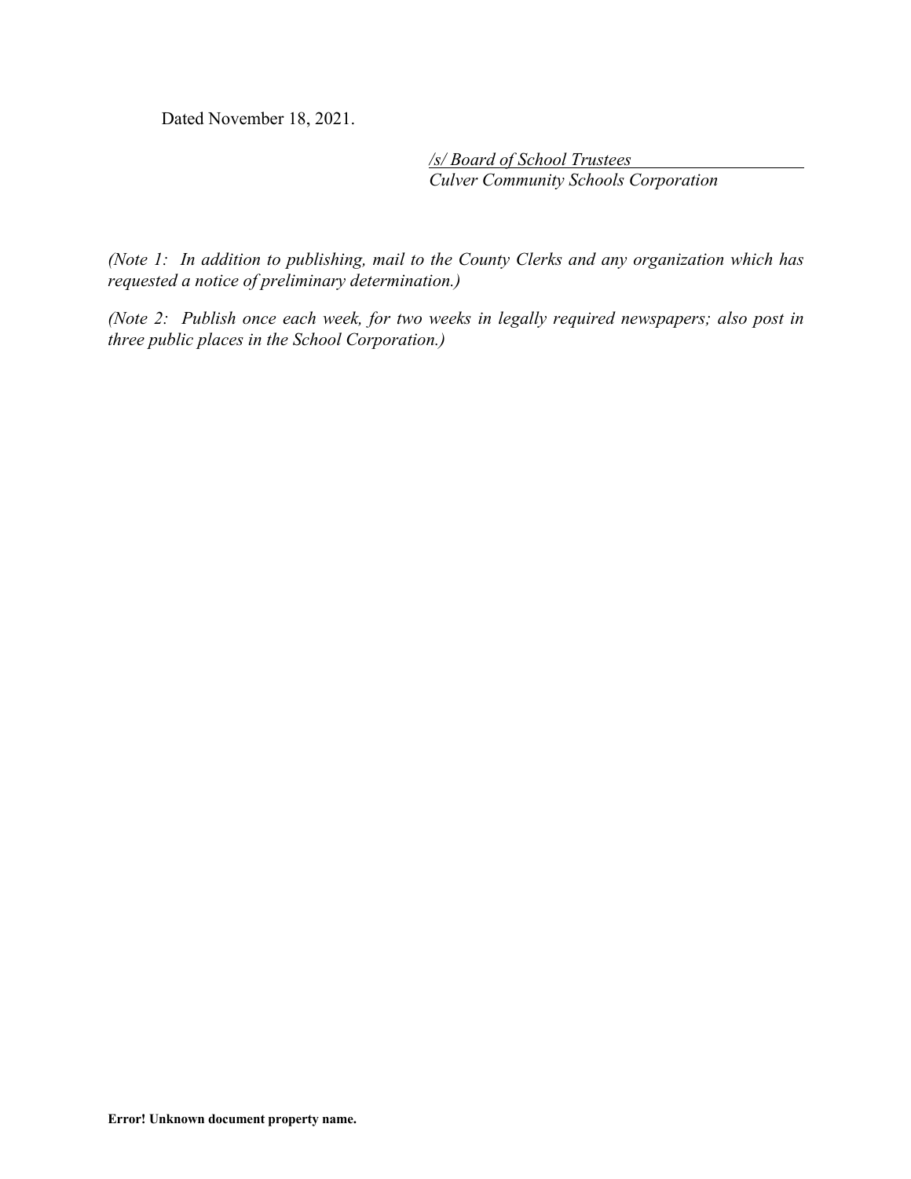Dated November 18, 2021.

*/s/ Board of School Trustees*
*Culver Community Schools Corporation*

*(Note 1: In addition to publishing, mail to the County Clerks and any organization which has requested a notice of preliminary determination.)*

*(Note 2: Publish once each week, for two weeks in legally required newspapers; also post in three public places in the School Corporation.)*

**Error! Unknown document property name.**